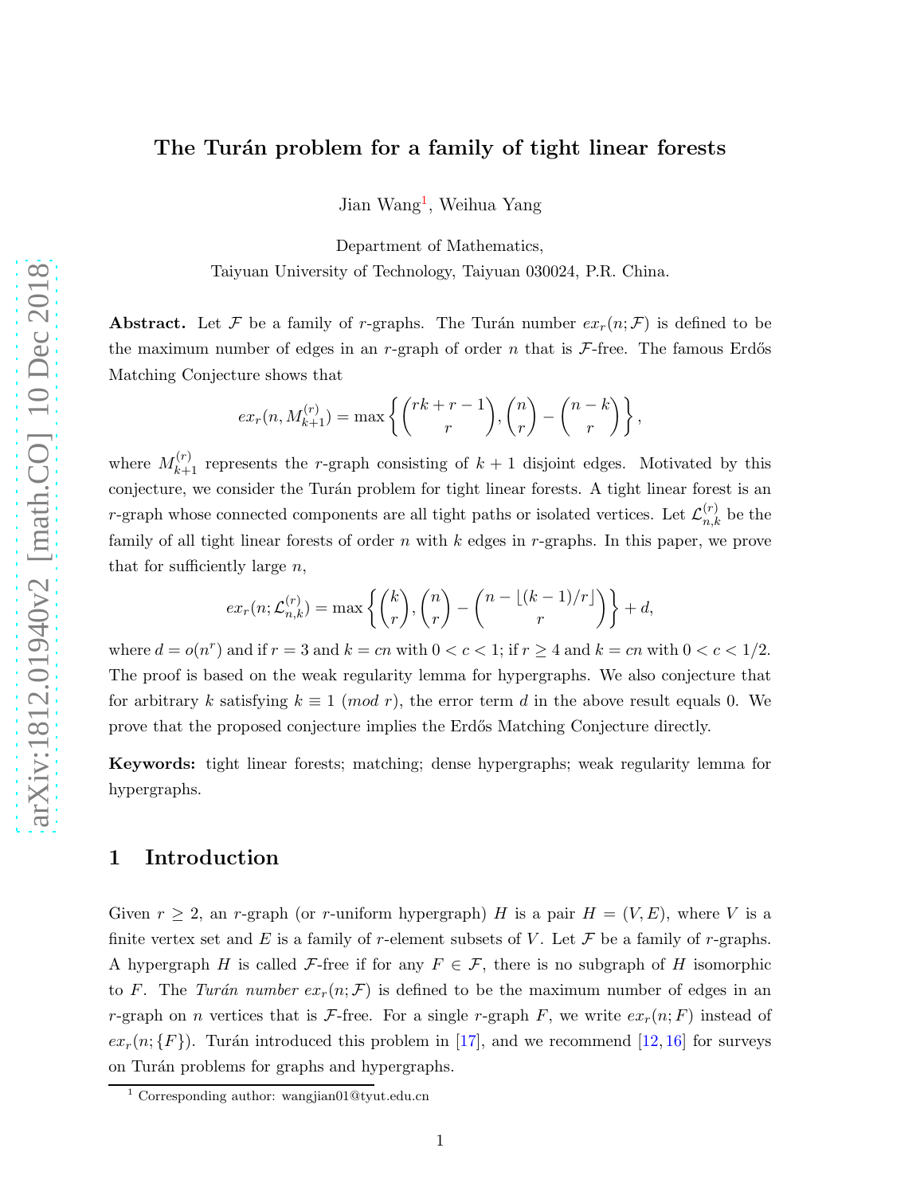# The Turán problem for a family of tight linear forests

Jian Wang[1], Weihua Yang

Department of Mathematics,
Taiyuan University of Technology, Taiyuan 030024, P.R. China.

**Abstract.** Let $\mathcal{F}$ be a family of $r$-graphs. The Turán number $ex_r(n;\mathcal{F})$ is defined to be the maximum number of edges in an $r$-graph of order $n$ that is $\mathcal{F}$-free. The famous Erdős Matching Conjecture shows that

$$ex_r(n, M_{k+1}^{(r)}) = \max\left\{\binom{rk+r-1}{r}, \binom{n}{r} - \binom{n-k}{r}\right\},$$

where $M_{k+1}^{(r)}$ represents the $r$-graph consisting of $k+1$ disjoint edges. Motivated by this conjecture, we consider the Turán problem for tight linear forests. A tight linear forest is an $r$-graph whose connected components are all tight paths or isolated vertices. Let $\mathcal{L}_{n,k}^{(r)}$ be the family of all tight linear forests of order $n$ with $k$ edges in $r$-graphs. In this paper, we prove that for sufficiently large $n$,

$$ex_r(n;\mathcal{L}_{n,k}^{(r)}) = \max\left\{\binom{k}{r}, \binom{n}{r} - \binom{n-\lfloor (k-1)/r \rfloor}{r}\right\} + d,$$

where $d = o(n^r)$ and if $r=3$ and $k=cn$ with $0<c<1$; if $r \geq 4$ and $k=cn$ with $0<c<1/2$. The proof is based on the weak regularity lemma for hypergraphs. We also conjecture that for arbitrary $k$ satisfying $k \equiv 1 \ (mod\ r)$, the error term $d$ in the above result equals 0. We prove that the proposed conjecture implies the Erdős Matching Conjecture directly.

**Keywords:** tight linear forests; matching; dense hypergraphs; weak regularity lemma for hypergraphs.

## 1 Introduction

Given $r \geq 2$, an $r$-graph (or $r$-uniform hypergraph) $H$ is a pair $H=(V,E)$, where $V$ is a finite vertex set and $E$ is a family of $r$-element subsets of $V$. Let $\mathcal{F}$ be a family of $r$-graphs. A hypergraph $H$ is called $\mathcal{F}$-free if for any $F \in \mathcal{F}$, there is no subgraph of $H$ isomorphic to $F$. The *Turán number* $ex_r(n;\mathcal{F})$ is defined to be the maximum number of edges in an $r$-graph on $n$ vertices that is $\mathcal{F}$-free. For a single $r$-graph $F$, we write $ex_r(n;F)$ instead of $ex_r(n;\{F\})$. Turán introduced this problem in [17], and we recommend [12, 16] for surveys on Turán problems for graphs and hypergraphs.

[1] Corresponding author: wangjian01@tyut.edu.cn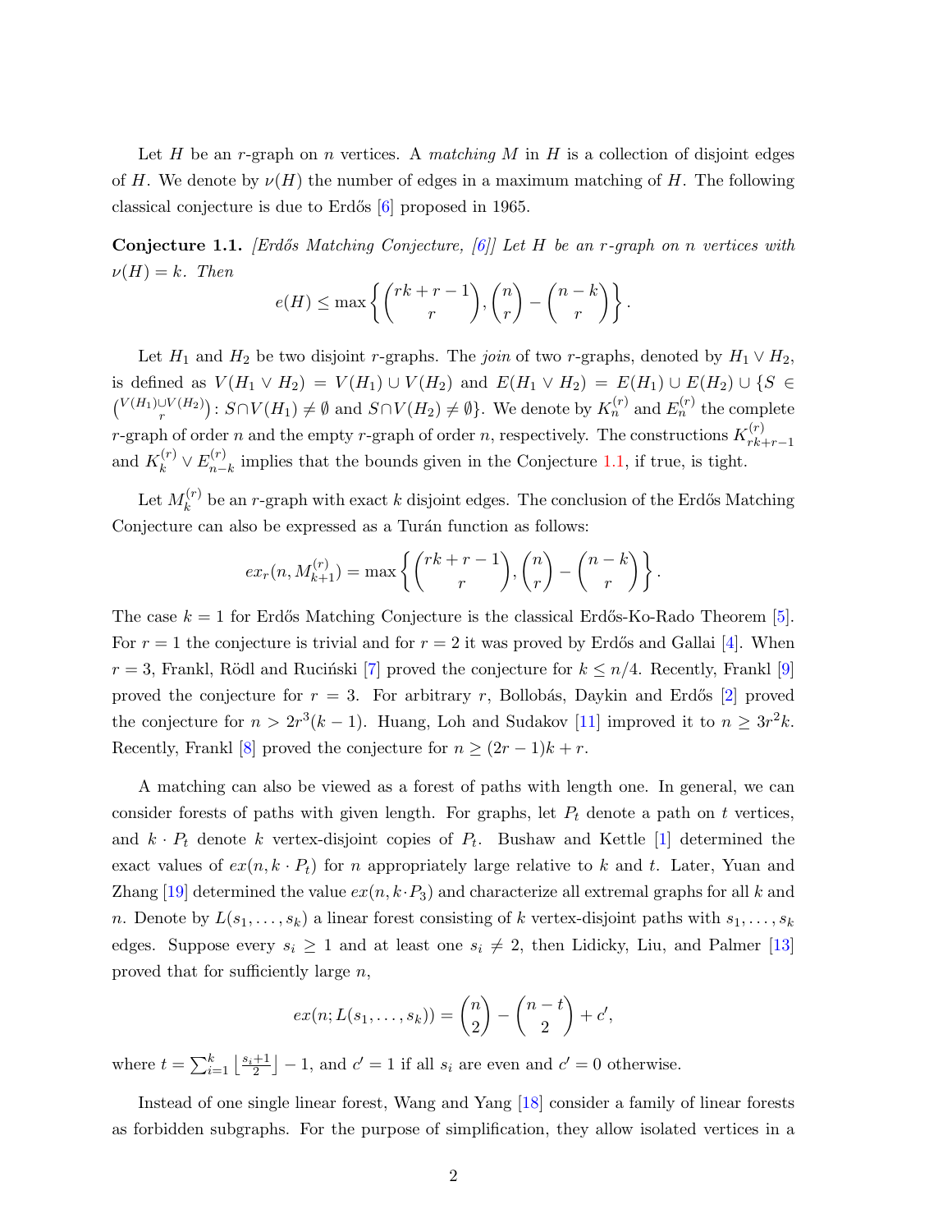Let $H$ be an $r$-graph on $n$ vertices. A *matching* $M$ in $H$ is a collection of disjoint edges of $H$. We denote by $\nu(H)$ the number of edges in a maximum matching of $H$. The following classical conjecture is due to Erdős [6] proposed in 1965.

**Conjecture 1.1.** *[Erdős Matching Conjecture, [6]] Let $H$ be an $r$-graph on $n$ vertices with $\nu(H) = k$. Then*

$$e(H) \le \max\left\{\binom{rk+r-1}{r}, \binom{n}{r} - \binom{n-k}{r}\right\}.$$

Let $H_1$ and $H_2$ be two disjoint $r$-graphs. The *join* of two $r$-graphs, denoted by $H_1 \vee H_2$, is defined as $V(H_1 \vee H_2) = V(H_1) \cup V(H_2)$ and $E(H_1 \vee H_2) = E(H_1) \cup E(H_2) \cup \{S \in \binom{V(H_1)\cup V(H_2)}{r} : S \cap V(H_1) \neq \emptyset \text{ and } S \cap V(H_2) \neq \emptyset\}$. We denote by $K_n^{(r)}$ and $E_n^{(r)}$ the complete $r$-graph of order $n$ and the empty $r$-graph of order $n$, respectively. The constructions $K_{rk+r-1}^{(r)}$ and $K_k^{(r)} \vee E_{n-k}^{(r)}$ implies that the bounds given in the Conjecture 1.1, if true, is tight.

Let $M_k^{(r)}$ be an $r$-graph with exact $k$ disjoint edges. The conclusion of the Erdős Matching Conjecture can also be expressed as a Turán function as follows:

$$ex_r(n, M_{k+1}^{(r)}) = \max\left\{\binom{rk+r-1}{r}, \binom{n}{r} - \binom{n-k}{r}\right\}.$$

The case $k = 1$ for Erdős Matching Conjecture is the classical Erdős-Ko-Rado Theorem [5]. For $r = 1$ the conjecture is trivial and for $r = 2$ it was proved by Erdős and Gallai [4]. When $r = 3$, Frankl, Rödl and Ruciński [7] proved the conjecture for $k \le n/4$. Recently, Frankl [9] proved the conjecture for $r = 3$. For arbitrary $r$, Bollobás, Daykin and Erdős [2] proved the conjecture for $n > 2r^3(k-1)$. Huang, Loh and Sudakov [11] improved it to $n \ge 3r^2k$. Recently, Frankl [8] proved the conjecture for $n \ge (2r-1)k + r$.

A matching can also be viewed as a forest of paths with length one. In general, we can consider forests of paths with given length. For graphs, let $P_t$ denote a path on $t$ vertices, and $k \cdot P_t$ denote $k$ vertex-disjoint copies of $P_t$. Bushaw and Kettle [1] determined the exact values of $ex(n, k \cdot P_t)$ for $n$ appropriately large relative to $k$ and $t$. Later, Yuan and Zhang [19] determined the value $ex(n, k\cdot P_3)$ and characterize all extremal graphs for all $k$ and $n$. Denote by $L(s_1, \dots, s_k)$ a linear forest consisting of $k$ vertex-disjoint paths with $s_1, \dots, s_k$ edges. Suppose every $s_i \ge 1$ and at least one $s_i \neq 2$, then Lidicky, Liu, and Palmer [13] proved that for sufficiently large $n$,

$$ex(n; L(s_1, \dots, s_k)) = \binom{n}{2} - \binom{n-t}{2} + c',$$

where $t = \sum_{i=1}^{k} \left\lfloor \frac{s_i+1}{2} \right\rfloor - 1$, and $c' = 1$ if all $s_i$ are even and $c' = 0$ otherwise.

Instead of one single linear forest, Wang and Yang [18] consider a family of linear forests as forbidden subgraphs. For the purpose of simplification, they allow isolated vertices in a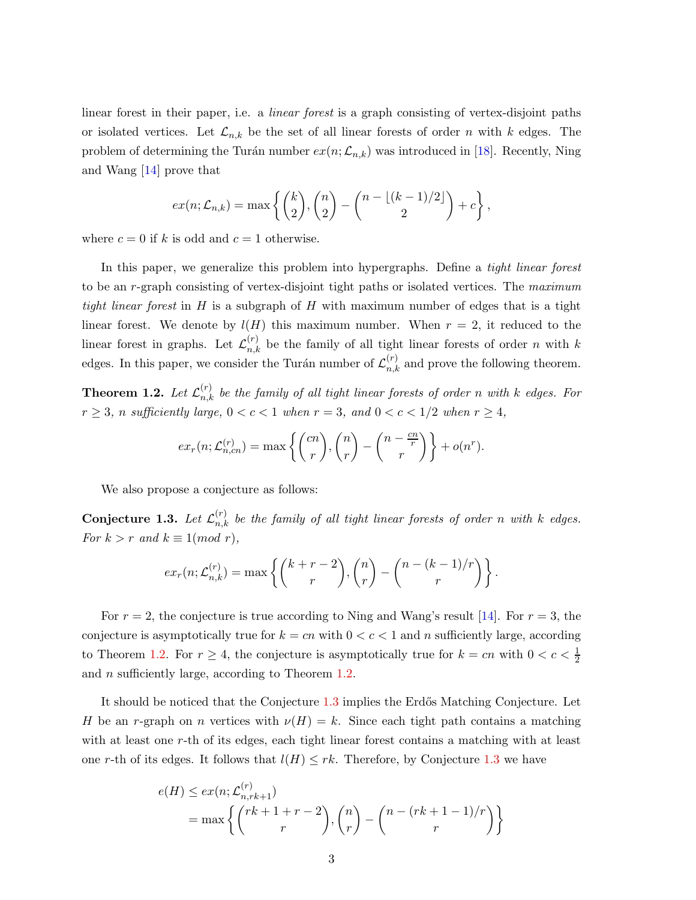linear forest in their paper, i.e. a *linear forest* is a graph consisting of vertex-disjoint paths or isolated vertices. Let $\mathcal{L}_{n,k}$ be the set of all linear forests of order $n$ with $k$ edges. The problem of determining the Turán number $ex(n; \mathcal{L}_{n,k})$ was introduced in [18]. Recently, Ning and Wang [14] prove that

$$ex(n; \mathcal{L}_{n,k}) = \max\left\{ \binom{k}{2}, \binom{n}{2} - \binom{n - \lfloor (k-1)/2 \rfloor}{2} + c \right\},$$

where $c = 0$ if $k$ is odd and $c = 1$ otherwise.

In this paper, we generalize this problem into hypergraphs. Define a *tight linear forest* to be an $r$-graph consisting of vertex-disjoint tight paths or isolated vertices. The *maximum tight linear forest* in $H$ is a subgraph of $H$ with maximum number of edges that is a tight linear forest. We denote by $l(H)$ this maximum number. When $r = 2$, it reduced to the linear forest in graphs. Let $\mathcal{L}^{(r)}_{n,k}$ be the family of all tight linear forests of order $n$ with $k$ edges. In this paper, we consider the Turán number of $\mathcal{L}^{(r)}_{n,k}$ and prove the following theorem.

**Theorem 1.2.** *Let $\mathcal{L}^{(r)}_{n,k}$ be the family of all tight linear forests of order $n$ with $k$ edges. For $r \geq 3$, $n$ sufficiently large, $0 < c < 1$ when $r = 3$, and $0 < c < 1/2$ when $r \geq 4$,*

$$ex_r(n; \mathcal{L}^{(r)}_{n,cn}) = \max\left\{ \binom{cn}{r}, \binom{n}{r} - \binom{n - \frac{cn}{r}}{r} \right\} + o(n^r).$$

We also propose a conjecture as follows:

**Conjecture 1.3.** *Let $\mathcal{L}^{(r)}_{n,k}$ be the family of all tight linear forests of order $n$ with $k$ edges. For $k > r$ and $k \equiv 1 (mod\ r)$,*

$$ex_r(n; \mathcal{L}^{(r)}_{n,k}) = \max\left\{ \binom{k+r-2}{r}, \binom{n}{r} - \binom{n - (k-1)/r}{r} \right\}.$$

For $r = 2$, the conjecture is true according to Ning and Wang's result [14]. For $r = 3$, the conjecture is asymptotically true for $k = cn$ with $0 < c < 1$ and $n$ sufficiently large, according to Theorem 1.2. For $r \geq 4$, the conjecture is asymptotically true for $k = cn$ with $0 < c < \frac{1}{2}$ and $n$ sufficiently large, according to Theorem 1.2.

It should be noticed that the Conjecture 1.3 implies the Erdős Matching Conjecture. Let $H$ be an $r$-graph on $n$ vertices with $\nu(H) = k$. Since each tight path contains a matching with at least one $r$-th of its edges, each tight linear forest contains a matching with at least one $r$-th of its edges. It follows that $l(H) \leq rk$. Therefore, by Conjecture 1.3 we have

$$\begin{aligned} e(H) &\leq ex(n; \mathcal{L}^{(r)}_{n,rk+1}) \\ &= \max\left\{ \binom{rk+1+r-2}{r}, \binom{n}{r} - \binom{n - (rk+1-1)/r}{r} \right\} \end{aligned}$$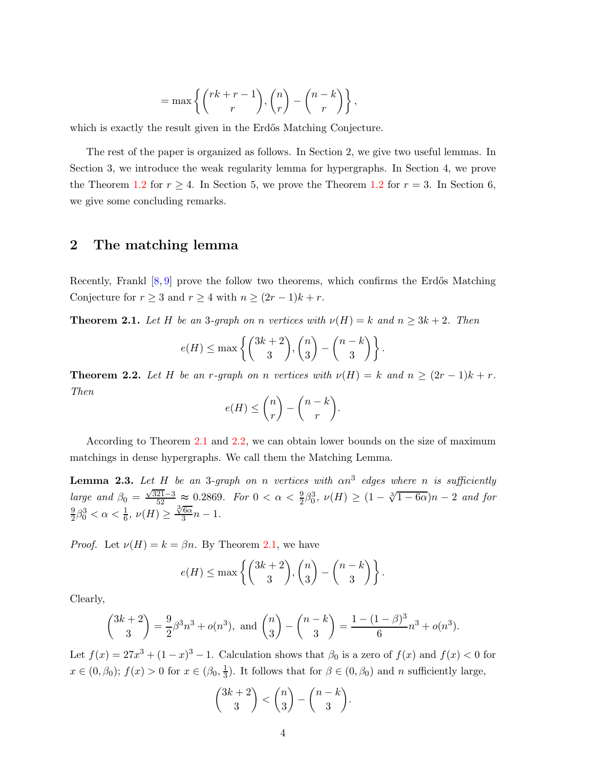$$= \max\left\{\binom{rk+r-1}{r}, \binom{n}{r} - \binom{n-k}{r}\right\},$$

which is exactly the result given in the Erdős Matching Conjecture.

The rest of the paper is organized as follows. In Section 2, we give two useful lemmas. In Section 3, we introduce the weak regularity lemma for hypergraphs. In Section 4, we prove the Theorem 1.2 for $r \geq 4$. In Section 5, we prove the Theorem 1.2 for $r = 3$. In Section 6, we give some concluding remarks.

## 2 The matching lemma

Recently, Frankl [8, 9] prove the follow two theorems, which confirms the Erdős Matching Conjecture for $r \geq 3$ and $r \geq 4$ with $n \geq (2r-1)k + r$.

**Theorem 2.1.** *Let $H$ be an 3-graph on $n$ vertices with $\nu(H) = k$ and $n \geq 3k + 2$. Then*

$$e(H) \leq \max\left\{\binom{3k+2}{3}, \binom{n}{3} - \binom{n-k}{3}\right\}.$$

**Theorem 2.2.** *Let $H$ be an $r$-graph on $n$ vertices with $\nu(H) = k$ and $n \geq (2r-1)k + r$. Then*

$$e(H) \leq \binom{n}{r} - \binom{n-k}{r}.$$

According to Theorem 2.1 and 2.2, we can obtain lower bounds on the size of maximum matchings in dense hypergraphs. We call them the Matching Lemma.

**Lemma 2.3.** *Let $H$ be an 3-graph on $n$ vertices with $\alpha n^3$ edges where $n$ is sufficiently large and $\beta_0 = \frac{\sqrt{321}-3}{52} \approx 0.2869$. For $0 < \alpha < \frac{9}{2}\beta_0^3$, $\nu(H) \geq (1 - \sqrt[3]{1-6\alpha})n - 2$ and for $\frac{9}{2}\beta_0^3 < \alpha < \frac{1}{6}$, $\nu(H) \geq \frac{\sqrt[3]{6\alpha}}{3}n - 1$.*

*Proof.* Let $\nu(H) = k = \beta n$. By Theorem 2.1, we have

$$e(H) \leq \max\left\{\binom{3k+2}{3}, \binom{n}{3} - \binom{n-k}{3}\right\}.$$

Clearly,

$$\binom{3k+2}{3} = \frac{9}{2}\beta^3 n^3 + o(n^3), \text{ and } \binom{n}{3} - \binom{n-k}{3} = \frac{1-(1-\beta)^3}{6}n^3 + o(n^3).$$

Let $f(x) = 27x^3 + (1-x)^3 - 1$. Calculation shows that $\beta_0$ is a zero of $f(x)$ and $f(x) < 0$ for $x \in (0, \beta_0)$; $f(x) > 0$ for $x \in (\beta_0, \frac{1}{3})$. It follows that for $\beta \in (0, \beta_0)$ and $n$ sufficiently large,

$$\binom{3k+2}{3} < \binom{n}{3} - \binom{n-k}{3}.$$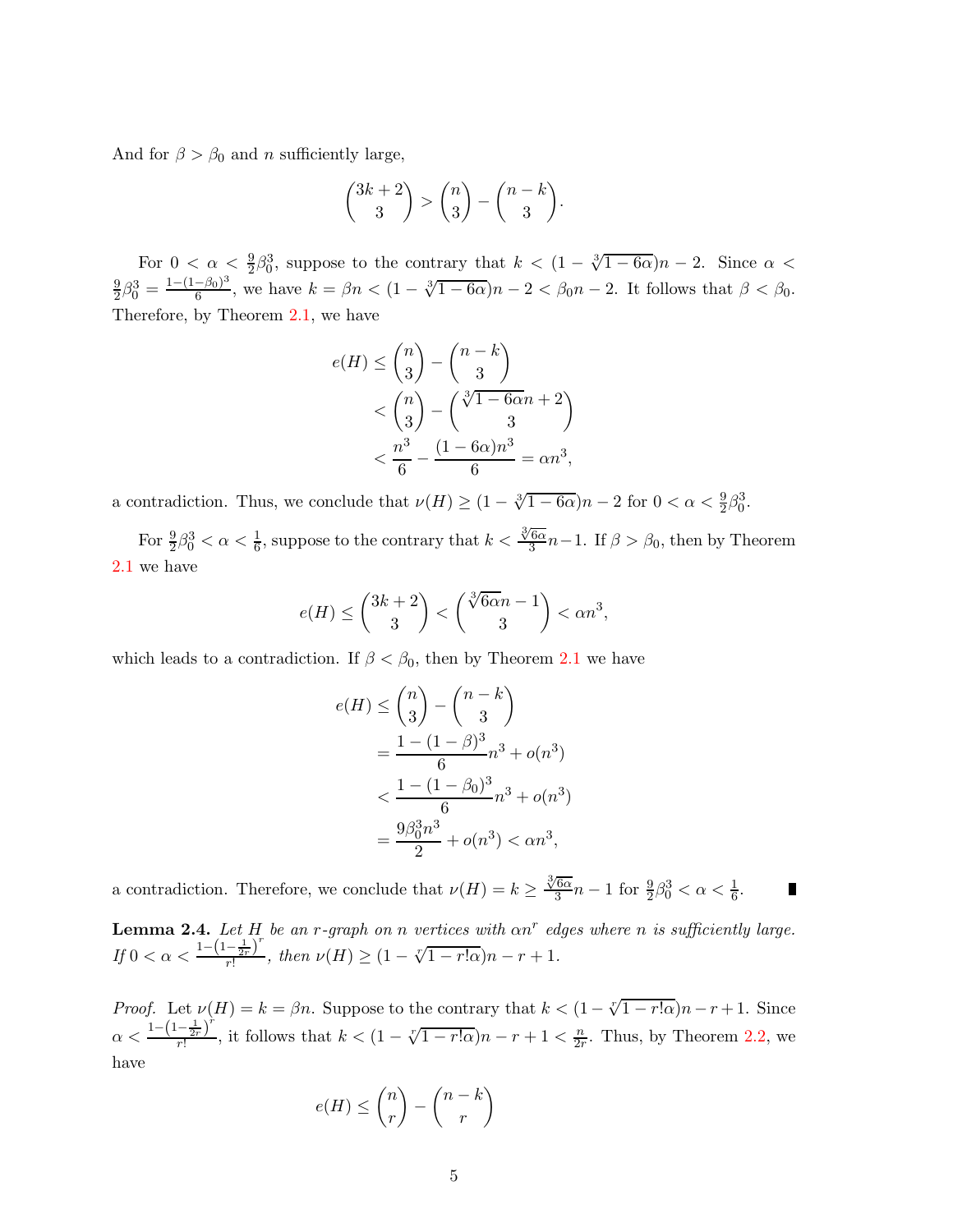And for $\beta > \beta_0$ and $n$ sufficiently large,

$$\binom{3k+2}{3} > \binom{n}{3} - \binom{n-k}{3}.$$

For $0 < \alpha < \frac{9}{2}\beta_0^3$, suppose to the contrary that $k < (1 - \sqrt[3]{1-6\alpha})n - 2$. Since $\alpha < \frac{9}{2}\beta_0^3 = \frac{1-(1-\beta_0)^3}{6}$, we have $k = \beta n < (1 - \sqrt[3]{1-6\alpha})n - 2 < \beta_0 n - 2$. It follows that $\beta < \beta_0$. Therefore, by Theorem 2.1, we have

$$\begin{aligned}
e(H) &\leq \binom{n}{3} - \binom{n-k}{3} \\
&< \binom{n}{3} - \binom{\sqrt[3]{1-6\alpha}n + 2}{3} \\
&< \frac{n^3}{6} - \frac{(1-6\alpha)n^3}{6} = \alpha n^3,
\end{aligned}$$

a contradiction. Thus, we conclude that $\nu(H) \geq (1 - \sqrt[3]{1-6\alpha})n - 2$ for $0 < \alpha < \frac{9}{2}\beta_0^3$.

For $\frac{9}{2}\beta_0^3 < \alpha < \frac{1}{6}$, suppose to the contrary that $k < \frac{\sqrt[3]{6\alpha}}{3}n - 1$. If $\beta > \beta_0$, then by Theorem 2.1 we have

$$e(H) \leq \binom{3k+2}{3} < \binom{\sqrt[3]{6\alpha}n - 1}{3} < \alpha n^3,$$

which leads to a contradiction. If $\beta < \beta_0$, then by Theorem 2.1 we have

$$\begin{aligned}
e(H) &\leq \binom{n}{3} - \binom{n-k}{3} \\
&= \frac{1-(1-\beta)^3}{6}n^3 + o(n^3) \\
&< \frac{1-(1-\beta_0)^3}{6}n^3 + o(n^3) \\
&= \frac{9\beta_0^3 n^3}{2} + o(n^3) < \alpha n^3,
\end{aligned}$$

a contradiction. Therefore, we conclude that $\nu(H) = k \geq \frac{\sqrt[3]{6\alpha}}{3}n - 1$ for $\frac{9}{2}\beta_0^3 < \alpha < \frac{1}{6}$. ∎

**Lemma 2.4.** *Let $H$ be an $r$-graph on $n$ vertices with $\alpha n^r$ edges where $n$ is sufficiently large. If $0 < \alpha < \frac{1-\left(1-\frac{1}{2r}\right)^r}{r!}$, then $\nu(H) \geq (1 - \sqrt[r]{1-r!\alpha})n - r + 1$.*

*Proof.* Let $\nu(H) = k = \beta n$. Suppose to the contrary that $k < (1 - \sqrt[r]{1-r!\alpha})n - r + 1$. Since $\alpha < \frac{1-\left(1-\frac{1}{2r}\right)^r}{r!}$, it follows that $k < (1 - \sqrt[r]{1-r!\alpha})n - r + 1 < \frac{n}{2r}$. Thus, by Theorem 2.2, we have

$$e(H) \leq \binom{n}{r} - \binom{n-k}{r}$$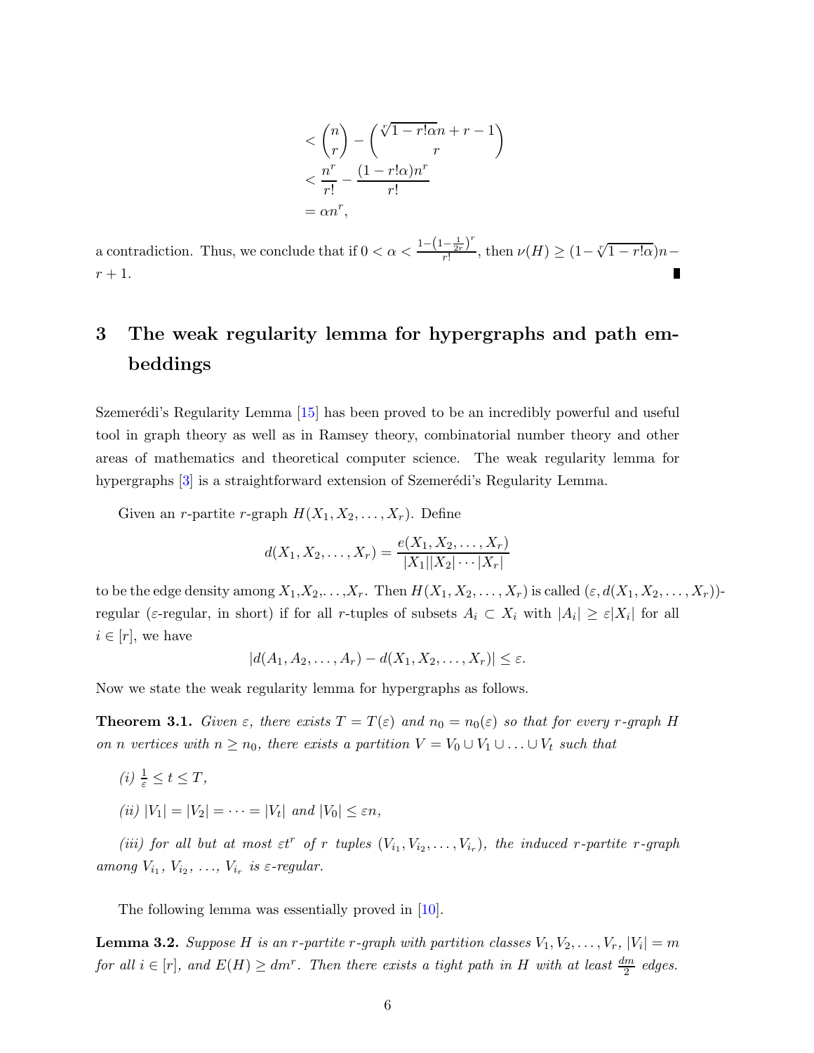$$
\begin{aligned}
&< \binom{n}{r} - \binom{\sqrt[r]{1-r!\alpha}n + r - 1}{r} \\
&< \frac{n^r}{r!} - \frac{(1-r!\alpha)n^r}{r!} \\
&= \alpha n^r,
\end{aligned}
$$

a contradiction. Thus, we conclude that if $0 < \alpha < \frac{1-\left(1-\frac{1}{2r}\right)^r}{r!}$, then $\nu(H) \geq (1-\sqrt[r]{1-r!\alpha})n - r + 1$. ∎

# 3 The weak regularity lemma for hypergraphs and path embeddings

Szemerédi's Regularity Lemma [15] has been proved to be an incredibly powerful and useful tool in graph theory as well as in Ramsey theory, combinatorial number theory and other areas of mathematics and theoretical computer science. The weak regularity lemma for hypergraphs [3] is a straightforward extension of Szemerédi's Regularity Lemma.

Given an $r$-partite $r$-graph $H(X_1, X_2, \ldots, X_r)$. Define

$$
d(X_1, X_2, \ldots, X_r) = \frac{e(X_1, X_2, \ldots, X_r)}{|X_1||X_2|\cdots|X_r|}
$$

to be the edge density among $X_1$,$X_2$,...,$X_r$. Then $H(X_1, X_2, \ldots, X_r)$ is called $(\varepsilon, d(X_1, X_2, \ldots, X_r))$-regular ($\varepsilon$-regular, in short) if for all $r$-tuples of subsets $A_i \subset X_i$ with $|A_i| \geq \varepsilon |X_i|$ for all $i \in [r]$, we have

$$
|d(A_1, A_2, \ldots, A_r) - d(X_1, X_2, \ldots, X_r)| \leq \varepsilon.
$$

Now we state the weak regularity lemma for hypergraphs as follows.

**Theorem 3.1.** *Given $\varepsilon$, there exists $T = T(\varepsilon)$ and $n_0 = n_0(\varepsilon)$ so that for every $r$-graph $H$ on $n$ vertices with $n \geq n_0$, there exists a partition $V = V_0 \cup V_1 \cup \ldots \cup V_t$ such that*

*(i) $\frac{1}{\varepsilon} \leq t \leq T$,*

*(ii) $|V_1| = |V_2| = \cdots = |V_t|$ and $|V_0| \leq \varepsilon n$,*

*(iii) for all but at most $\varepsilon t^r$ of $r$ tuples $(V_{i_1}, V_{i_2}, \ldots, V_{i_r})$, the induced $r$-partite $r$-graph among $V_{i_1}$, $V_{i_2}$, ..., $V_{i_r}$ is $\varepsilon$-regular.*

The following lemma was essentially proved in [10].

**Lemma 3.2.** *Suppose $H$ is an $r$-partite $r$-graph with partition classes $V_1, V_2, \ldots, V_r$, $|V_i| = m$ for all $i \in [r]$, and $E(H) \geq dm^r$. Then there exists a tight path in $H$ with at least $\frac{dm}{2}$ edges.*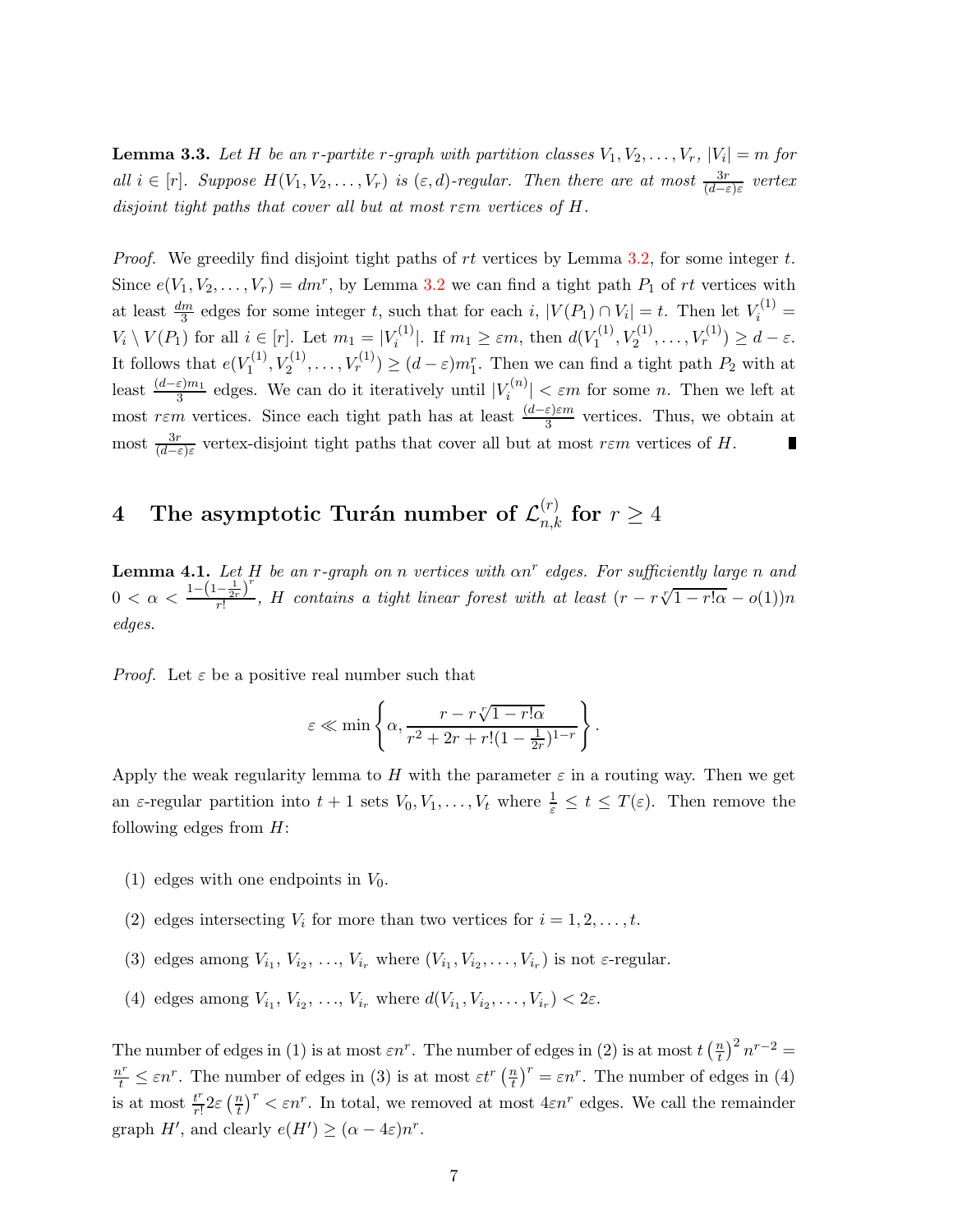**Lemma 3.3.** *Let $H$ be an $r$-partite $r$-graph with partition classes $V_1, V_2, \ldots, V_r$, $|V_i| = m$ for all $i \in [r]$. Suppose $H(V_1, V_2, \ldots, V_r)$ is $(\varepsilon, d)$-regular. Then there are at most $\frac{3r}{(d-\varepsilon)\varepsilon}$ vertex disjoint tight paths that cover all but at most $r\varepsilon m$ vertices of $H$.*

*Proof.* We greedily find disjoint tight paths of $rt$ vertices by Lemma 3.2, for some integer $t$. Since $e(V_1, V_2, \ldots, V_r) = dm^r$, by Lemma 3.2 we can find a tight path $P_1$ of $rt$ vertices with at least $\frac{dm}{3}$ edges for some integer $t$, such that for each $i$, $|V(P_1) \cap V_i| = t$. Then let $V_i^{(1)} = V_i \setminus V(P_1)$ for all $i \in [r]$. Let $m_1 = |V_i^{(1)}|$. If $m_1 \geq \varepsilon m$, then $d(V_1^{(1)}, V_2^{(1)}, \ldots, V_r^{(1)}) \geq d - \varepsilon$. It follows that $e(V_1^{(1)}, V_2^{(1)}, \ldots, V_r^{(1)}) \geq (d-\varepsilon)m_1^r$. Then we can find a tight path $P_2$ with at least $\frac{(d-\varepsilon)m_1}{3}$ edges. We can do it iteratively until $|V_i^{(n)}| < \varepsilon m$ for some $n$. Then we left at most $r\varepsilon m$ vertices. Since each tight path has at least $\frac{(d-\varepsilon)\varepsilon m}{3}$ vertices. Thus, we obtain at most $\frac{3r}{(d-\varepsilon)\varepsilon}$ vertex-disjoint tight paths that cover all but at most $r\varepsilon m$ vertices of $H$. ∎

# 4 The asymptotic Turán number of $\mathcal{L}_{n,k}^{(r)}$ for $r \geq 4$

**Lemma 4.1.** *Let $H$ be an $r$-graph on $n$ vertices with $\alpha n^r$ edges. For sufficiently large $n$ and $0 < \alpha < \frac{1-\left(1-\frac{1}{2r}\right)^r}{r!}$, $H$ contains a tight linear forest with at least $(r - r\sqrt[r]{1-r!\alpha} - o(1))n$ edges.*

*Proof.* Let $\varepsilon$ be a positive real number such that

$$\varepsilon \ll \min\left\{\alpha, \frac{r - r\sqrt[r]{1-r!\alpha}}{r^2 + 2r + r!(1-\frac{1}{2r})^{1-r}}\right\}.$$

Apply the weak regularity lemma to $H$ with the parameter $\varepsilon$ in a routing way. Then we get an $\varepsilon$-regular partition into $t+1$ sets $V_0, V_1, \ldots, V_t$ where $\frac{1}{\varepsilon} \leq t \leq T(\varepsilon)$. Then remove the following edges from $H$:

(1) edges with one endpoints in $V_0$.

(2) edges intersecting $V_i$ for more than two vertices for $i = 1, 2, \ldots, t$.

(3) edges among $V_{i_1}$, $V_{i_2}$, …, $V_{i_r}$ where $(V_{i_1}, V_{i_2}, \ldots, V_{i_r})$ is not $\varepsilon$-regular.

(4) edges among $V_{i_1}$, $V_{i_2}$, …, $V_{i_r}$ where $d(V_{i_1}, V_{i_2}, \ldots, V_{i_r}) < 2\varepsilon$.

The number of edges in (1) is at most $\varepsilon n^r$. The number of edges in (2) is at most $t\left(\frac{n}{t}\right)^2 n^{r-2} = \frac{n^r}{t} \leq \varepsilon n^r$. The number of edges in (3) is at most $\varepsilon t^r \left(\frac{n}{t}\right)^r = \varepsilon n^r$. The number of edges in (4) is at most $\frac{t^r}{r!} 2\varepsilon \left(\frac{n}{t}\right)^r < \varepsilon n^r$. In total, we removed at most $4\varepsilon n^r$ edges. We call the remainder graph $H'$, and clearly $e(H') \geq (\alpha - 4\varepsilon)n^r$.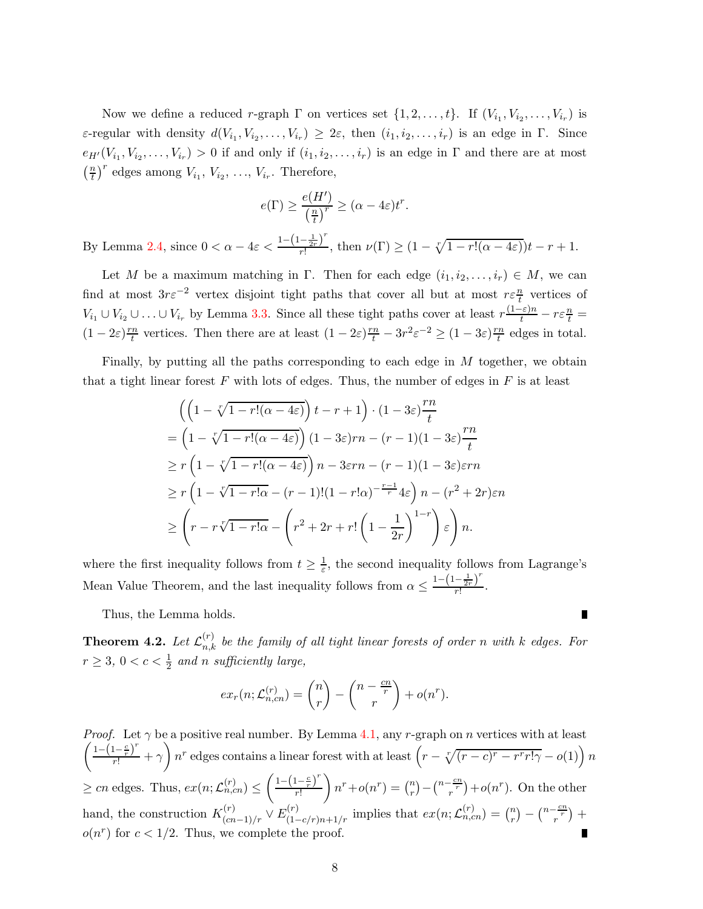Now we define a reduced $r$-graph $\Gamma$ on vertices set $\{1, 2, \ldots, t\}$. If $(V_{i_1}, V_{i_2}, \ldots, V_{i_r})$ is $\varepsilon$-regular with density $d(V_{i_1}, V_{i_2}, \ldots, V_{i_r}) \geq 2\varepsilon$, then $(i_1, i_2, \ldots, i_r)$ is an edge in $\Gamma$. Since $e_{H'}(V_{i_1}, V_{i_2}, \ldots, V_{i_r}) > 0$ if and only if $(i_1, i_2, \ldots, i_r)$ is an edge in $\Gamma$ and there are at most $\left(\frac{n}{t}\right)^r$ edges among $V_{i_1}, V_{i_2}, \ldots, V_{i_r}$. Therefore,

$$e(\Gamma) \geq \frac{e(H')}{\left(\frac{n}{t}\right)^r} \geq (\alpha - 4\varepsilon)t^r.$$

By Lemma 2.4, since $0 < \alpha - 4\varepsilon < \frac{1-\left(1-\frac{1}{2r}\right)^r}{r!}$, then $\nu(\Gamma) \geq (1 - \sqrt[r]{1 - r!(\alpha - 4\varepsilon)})t - r + 1$.

Let $M$ be a maximum matching in $\Gamma$. Then for each edge $(i_1, i_2, \ldots, i_r) \in M$, we can find at most $3r\varepsilon^{-2}$ vertex disjoint tight paths that cover all but at most $r\varepsilon\frac{n}{t}$ vertices of $V_{i_1} \cup V_{i_2} \cup \ldots \cup V_{i_r}$ by Lemma 3.3. Since all these tight paths cover at least $r\frac{(1-\varepsilon)n}{t} - r\varepsilon\frac{n}{t} = (1 - 2\varepsilon)\frac{rn}{t}$ vertices. Then there are at least $(1 - 2\varepsilon)\frac{rn}{t} - 3r^2\varepsilon^{-2} \geq (1 - 3\varepsilon)\frac{rn}{t}$ edges in total.

Finally, by putting all the paths corresponding to each edge in $M$ together, we obtain that a tight linear forest $F$ with lots of edges. Thus, the number of edges in $F$ is at least

$$\begin{aligned}
&\left(\left(1 - \sqrt[r]{1 - r!(\alpha - 4\varepsilon)}\right)t - r + 1\right) \cdot (1 - 3\varepsilon)\frac{rn}{t} \\
&= \left(1 - \sqrt[r]{1 - r!(\alpha - 4\varepsilon)}\right)(1 - 3\varepsilon)rn - (r - 1)(1 - 3\varepsilon)\frac{rn}{t} \\
&\geq r\left(1 - \sqrt[r]{1 - r!(\alpha - 4\varepsilon)}\right)n - 3\varepsilon rn - (r - 1)(1 - 3\varepsilon)\varepsilon rn \\
&\geq r\left(1 - \sqrt[r]{1 - r!\alpha} - (r - 1)!(1 - r!\alpha)^{-\frac{r-1}{r}}4\varepsilon\right)n - (r^2 + 2r)\varepsilon n \\
&\geq \left(r - r\sqrt[r]{1 - r!\alpha} - \left(r^2 + 2r + r!\left(1 - \frac{1}{2r}\right)^{1-r}\varepsilon\right)n\right).
\end{aligned}$$

where the first inequality follows from $t \geq \frac{1}{\varepsilon}$, the second inequality follows from Lagrange's Mean Value Theorem, and the last inequality follows from $\alpha \leq \frac{1-\left(1-\frac{1}{2r}\right)^r}{r!}$.

Thus, the Lemma holds. ∎

**Theorem 4.2.** *Let $\mathcal{L}_{n,k}^{(r)}$ be the family of all tight linear forests of order $n$ with $k$ edges. For $r \geq 3$, $0 < c < \frac{1}{2}$ and $n$ sufficiently large,*

$$ex_r(n; \mathcal{L}_{n,cn}^{(r)}) = \binom{n}{r} - \binom{n - \frac{cn}{r}}{r} + o(n^r).$$

*Proof.* Let $\gamma$ be a positive real number. By Lemma 4.1, any $r$-graph on $n$ vertices with at least $\left(\frac{1-\left(1-\frac{c}{r}\right)^r}{r!} + \gamma\right)n^r$ edges contains a linear forest with at least $\left(r - \sqrt[r]{(r-c)^r - r^r r!\gamma} - o(1)\right)n$ $\geq cn$ edges. Thus, $ex(n; \mathcal{L}_{n,cn}^{(r)}) \leq \left(\frac{1-\left(1-\frac{c}{r}\right)^r}{r!}\right)n^r + o(n^r) = \binom{n}{r} - \binom{n-\frac{cn}{r}}{r} + o(n^r)$. On the other hand, the construction $K_{(cn-1)/r}^{(r)} \vee E_{(1-c/r)n+1/r}^{(r)}$ implies that $ex(n; \mathcal{L}_{n,cn}^{(r)}) = \binom{n}{r} - \binom{n-\frac{cn}{r}}{r} + o(n^r)$ for $c < 1/2$. Thus, we complete the proof. ∎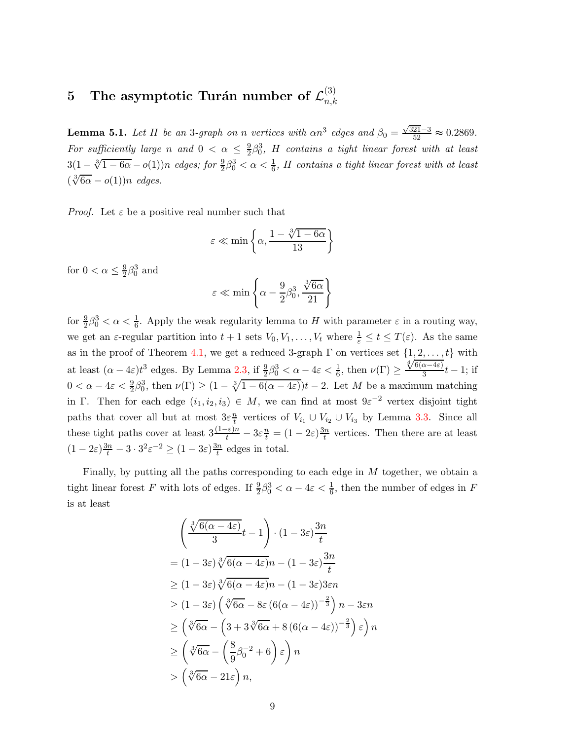## 5 The asymptotic Turán number of $\mathcal{L}_{n,k}^{(3)}$

**Lemma 5.1.** *Let $H$ be an 3-graph on $n$ vertices with $\alpha n^3$ edges and $\beta_0 = \frac{\sqrt{321}-3}{52} \approx 0.2869$. For sufficiently large $n$ and $0 < \alpha \le \frac{9}{2}\beta_0^3$, $H$ contains a tight linear forest with at least $3(1-\sqrt[3]{1-6\alpha} - o(1))n$ edges; for $\frac{9}{2}\beta_0^3 < \alpha < \frac{1}{6}$, $H$ contains a tight linear forest with at least $(\sqrt[3]{6\alpha} - o(1))n$ edges.*

*Proof.* Let $\varepsilon$ be a positive real number such that

$$\varepsilon \ll \min\left\{\alpha, \frac{1-\sqrt[3]{1-6\alpha}}{13}\right\}$$

for $0 < \alpha \le \frac{9}{2}\beta_0^3$ and

$$\varepsilon \ll \min\left\{\alpha - \frac{9}{2}\beta_0^3, \frac{\sqrt[3]{6\alpha}}{21}\right\}$$

for $\frac{9}{2}\beta_0^3 < \alpha < \frac{1}{6}$. Apply the weak regularity lemma to $H$ with parameter $\varepsilon$ in a routing way, we get an $\varepsilon$-regular partition into $t+1$ sets $V_0, V_1, \dots, V_t$ where $\frac{1}{\varepsilon} \le t \le T(\varepsilon)$. As the same as in the proof of Theorem 4.1, we get a reduced 3-graph $\Gamma$ on vertices set $\{1, 2, \dots, t\}$ with at least $(\alpha - 4\varepsilon)t^3$ edges. By Lemma 2.3, if $\frac{9}{2}\beta_0^3 < \alpha - 4\varepsilon < \frac{1}{6}$, then $\nu(\Gamma) \ge \frac{\sqrt[3]{6(\alpha-4\varepsilon)}}{3}t - 1$; if $0 < \alpha - 4\varepsilon < \frac{9}{2}\beta_0^3$, then $\nu(\Gamma) \ge (1 - \sqrt[3]{1-6(\alpha-4\varepsilon)})t - 2$. Let $M$ be a maximum matching in $\Gamma$. Then for each edge $(i_1, i_2, i_3) \in M$, we can find at most $9\varepsilon^{-2}$ vertex disjoint tight paths that cover all but at most $3\varepsilon\frac{n}{t}$ vertices of $V_{i_1} \cup V_{i_2} \cup V_{i_3}$ by Lemma 3.3. Since all these tight paths cover at least $3\frac{(1-\varepsilon)n}{t} - 3\varepsilon\frac{n}{t} = (1-2\varepsilon)\frac{3n}{t}$ vertices. Then there are at least $(1-2\varepsilon)\frac{3n}{t} - 3\cdot 3^2\varepsilon^{-2} \ge (1-3\varepsilon)\frac{3n}{t}$ edges in total.

Finally, by putting all the paths corresponding to each edge in $M$ together, we obtain a tight linear forest $F$ with lots of edges. If $\frac{9}{2}\beta_0^3 < \alpha - 4\varepsilon < \frac{1}{6}$, then the number of edges in $F$ is at least

$$\begin{aligned}
&\left(\frac{\sqrt[3]{6(\alpha-4\varepsilon)}}{3}t - 1\right)\cdot(1-3\varepsilon)\frac{3n}{t} \\
&= (1-3\varepsilon)\sqrt[3]{6(\alpha-4\varepsilon)}n - (1-3\varepsilon)\frac{3n}{t} \\
&\ge (1-3\varepsilon)\sqrt[3]{6(\alpha-4\varepsilon)}n - (1-3\varepsilon)3\varepsilon n \\
&\ge (1-3\varepsilon)\left(\sqrt[3]{6\alpha} - 8\varepsilon\left(6(\alpha-4\varepsilon)\right)^{-\frac{2}{3}}\right)n - 3\varepsilon n \\
&\ge \left(\sqrt[3]{6\alpha} - \left(3 + 3\sqrt[3]{6\alpha} + 8\left(6(\alpha-4\varepsilon)\right)^{-\frac{2}{3}}\right)\varepsilon\right)n \\
&\ge \left(\sqrt[3]{6\alpha} - \left(\frac{8}{9}\beta_0^{-2} + 6\right)\varepsilon\right)n \\
&> \left(\sqrt[3]{6\alpha} - 21\varepsilon\right)n,
\end{aligned}$$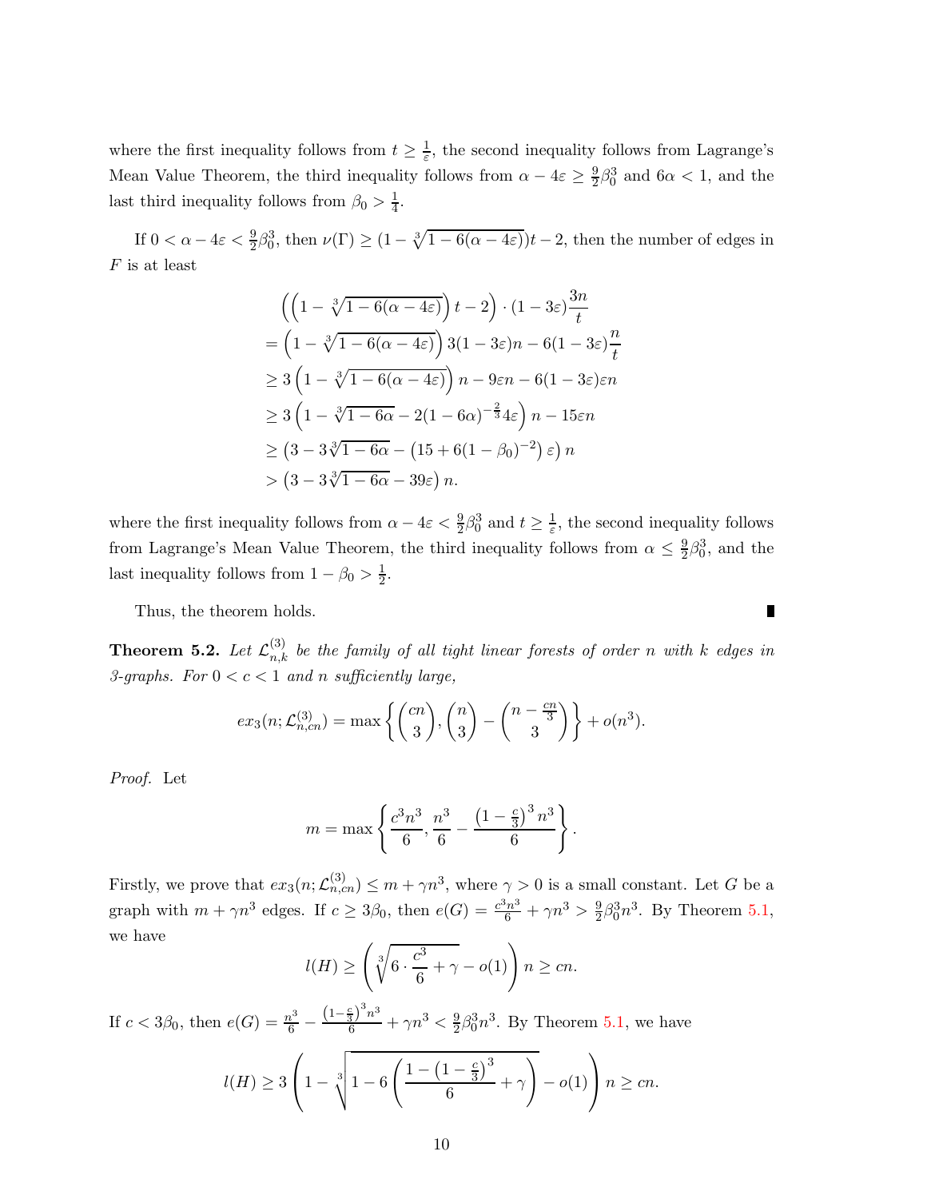where the first inequality follows from $t \geq \frac{1}{\varepsilon}$, the second inequality follows from Lagrange's Mean Value Theorem, the third inequality follows from $\alpha - 4\varepsilon \geq \frac{9}{2}\beta_0^3$ and $6\alpha < 1$, and the last third inequality follows from $\beta_0 > \frac{1}{4}$.

If $0 < \alpha - 4\varepsilon < \frac{9}{2}\beta_0^3$, then $\nu(\Gamma) \geq (1 - \sqrt[3]{1 - 6(\alpha - 4\varepsilon)})t - 2$, then the number of edges in $F$ is at least

$$
\begin{aligned}
&\left(\left(1 - \sqrt[3]{1 - 6(\alpha - 4\varepsilon)}\right)t - 2\right) \cdot (1 - 3\varepsilon)\frac{3n}{t} \\
&= \left(1 - \sqrt[3]{1 - 6(\alpha - 4\varepsilon)}\right)3(1 - 3\varepsilon)n - 6(1 - 3\varepsilon)\frac{n}{t} \\
&\geq 3\left(1 - \sqrt[3]{1 - 6(\alpha - 4\varepsilon)}\right)n - 9\varepsilon n - 6(1 - 3\varepsilon)\varepsilon n \\
&\geq 3\left(1 - \sqrt[3]{1 - 6\alpha} - 2(1 - 6\alpha)^{-\frac{2}{3}}4\varepsilon\right)n - 15\varepsilon n \\
&\geq \left(3 - 3\sqrt[3]{1 - 6\alpha} - \left(15 + 6(1 - \beta_0)^{-2}\right)\varepsilon\right)n \\
&> \left(3 - 3\sqrt[3]{1 - 6\alpha} - 39\varepsilon\right)n.
\end{aligned}
$$

where the first inequality follows from $\alpha - 4\varepsilon < \frac{9}{2}\beta_0^3$ and $t \geq \frac{1}{\varepsilon}$, the second inequality follows from Lagrange's Mean Value Theorem, the third inequality follows from $\alpha \leq \frac{9}{2}\beta_0^3$, and the last inequality follows from $1 - \beta_0 > \frac{1}{2}$.

Thus, the theorem holds. ∎

**Theorem 5.2.** *Let $\mathcal{L}_{n,k}^{(3)}$ be the family of all tight linear forests of order $n$ with $k$ edges in 3-graphs. For $0 < c < 1$ and $n$ sufficiently large,*

$$
ex_3(n; \mathcal{L}_{n,cn}^{(3)}) = \max\left\{\binom{cn}{3}, \binom{n}{3} - \binom{n - \frac{cn}{3}}{3}\right\} + o(n^3).
$$

*Proof.* Let

$$
m = \max\left\{\frac{c^3n^3}{6}, \frac{n^3}{6} - \frac{\left(1 - \frac{c}{3}\right)^3 n^3}{6}\right\}.
$$

Firstly, we prove that $ex_3(n; \mathcal{L}_{n,cn}^{(3)}) \leq m + \gamma n^3$, where $\gamma > 0$ is a small constant. Let $G$ be a graph with $m + \gamma n^3$ edges. If $c \geq 3\beta_0$, then $e(G) = \frac{c^3n^3}{6} + \gamma n^3 > \frac{9}{2}\beta_0^3 n^3$. By Theorem 5.1, we have

$$
l(H) \geq \left(\sqrt[3]{6 \cdot \frac{c^3}{6} + \gamma} - o(1)\right)n \geq cn.
$$

If $c < 3\beta_0$, then $e(G) = \frac{n^3}{6} - \frac{\left(1-\frac{c}{3}\right)^3 n^3}{6} + \gamma n^3 < \frac{9}{2}\beta_0^3 n^3$. By Theorem 5.1, we have

$$
l(H) \geq 3\left(1 - \sqrt[3]{1 - 6\left(\frac{1 - \left(1 - \frac{c}{3}\right)^3}{6} + \gamma\right)} - o(1)\right)n \geq cn.
$$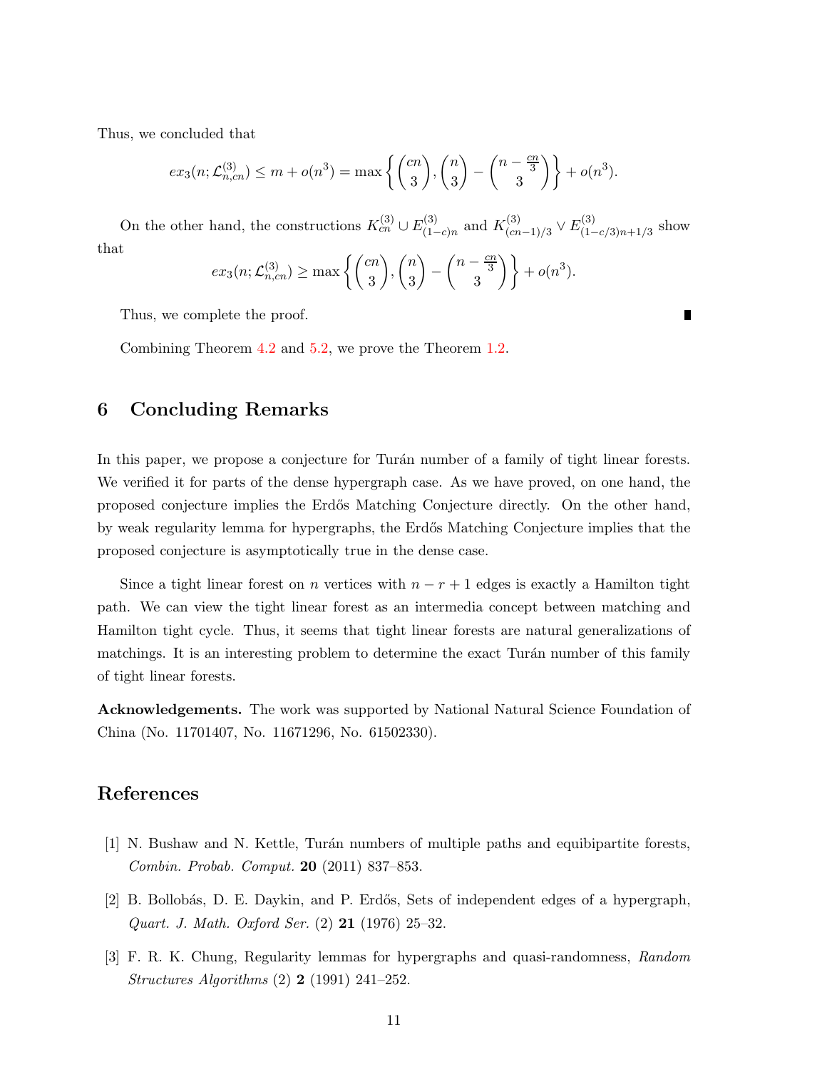Thus, we concluded that

$$ex_3(n;\mathcal{L}^{(3)}_{n,cn}) \le m + o(n^3) = \max\left\{\binom{cn}{3}, \binom{n}{3} - \binom{n-\frac{cn}{3}}{3}\right\} + o(n^3).$$

On the other hand, the constructions $K^{(3)}_{cn} \cup E^{(3)}_{(1-c)n}$ and $K^{(3)}_{(cn-1)/3} \vee E^{(3)}_{(1-c/3)n+1/3}$ show that

$$ex_3(n;\mathcal{L}^{(3)}_{n,cn}) \ge \max\left\{\binom{cn}{3}, \binom{n}{3} - \binom{n-\frac{cn}{3}}{3}\right\} + o(n^3).$$

Thus, we complete the proof. ∎

Combining Theorem 4.2 and 5.2, we prove the Theorem 1.2.

## 6 Concluding Remarks

In this paper, we propose a conjecture for Turán number of a family of tight linear forests. We verified it for parts of the dense hypergraph case. As we have proved, on one hand, the proposed conjecture implies the Erdős Matching Conjecture directly. On the other hand, by weak regularity lemma for hypergraphs, the Erdős Matching Conjecture implies that the proposed conjecture is asymptotically true in the dense case.

Since a tight linear forest on $n$ vertices with $n-r+1$ edges is exactly a Hamilton tight path. We can view the tight linear forest as an intermedia concept between matching and Hamilton tight cycle. Thus, it seems that tight linear forests are natural generalizations of matchings. It is an interesting problem to determine the exact Turán number of this family of tight linear forests.

**Acknowledgements.** The work was supported by National Natural Science Foundation of China (No. 11701407, No. 11671296, No. 61502330).

## References

[1] N. Bushaw and N. Kettle, Turán numbers of multiple paths and equibipartite forests, *Combin. Probab. Comput.* **20** (2011) 837–853.

[2] B. Bollobás, D. E. Daykin, and P. Erdős, Sets of independent edges of a hypergraph, *Quart. J. Math. Oxford Ser.* (2) **21** (1976) 25–32.

[3] F. R. K. Chung, Regularity lemmas for hypergraphs and quasi-randomness, *Random Structures Algorithms* (2) **2** (1991) 241–252.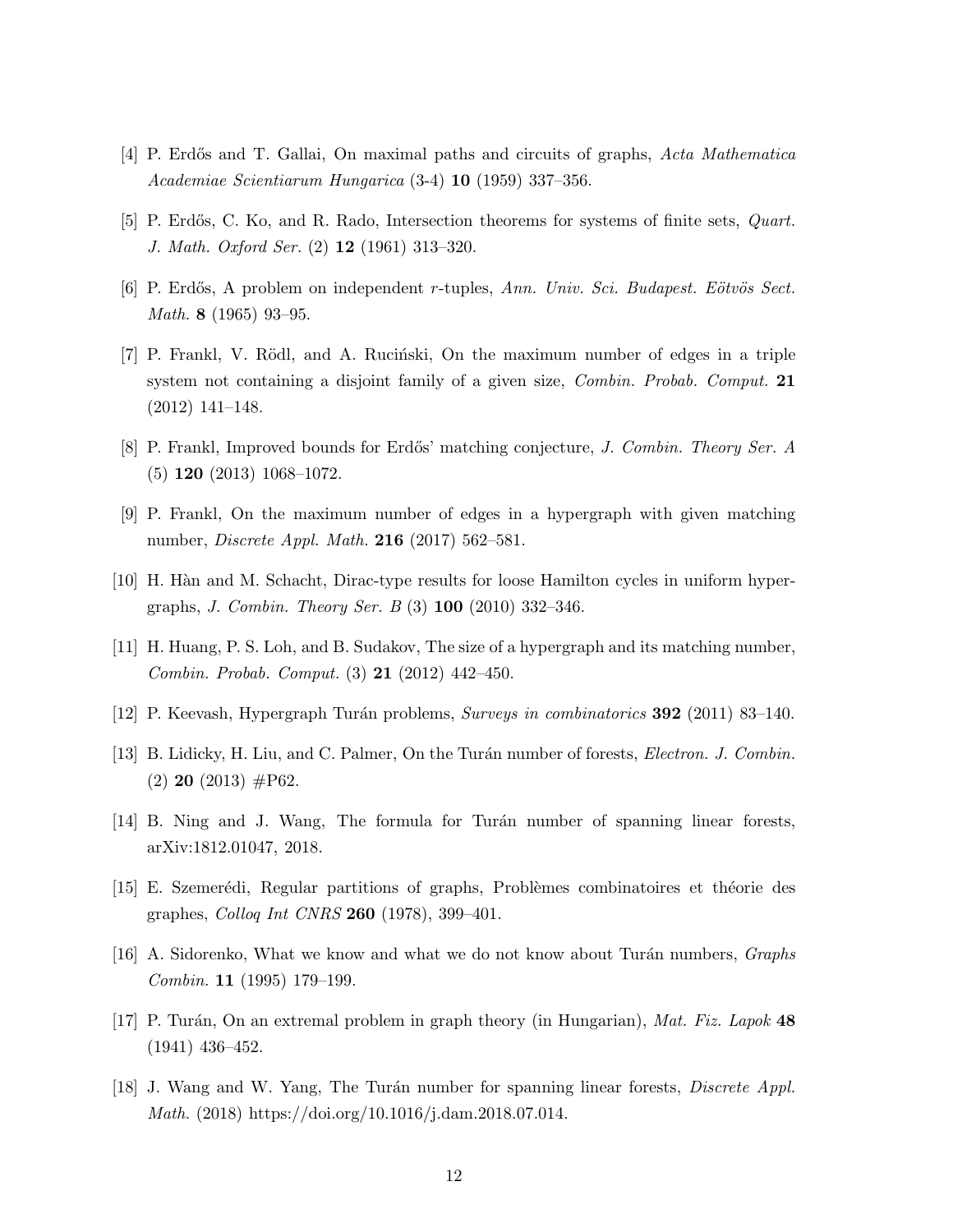[4] P. Erdős and T. Gallai, On maximal paths and circuits of graphs, *Acta Mathematica Academiae Scientiarum Hungarica* (3-4) **10** (1959) 337–356.

[5] P. Erdős, C. Ko, and R. Rado, Intersection theorems for systems of finite sets, *Quart. J. Math. Oxford Ser.* (2) **12** (1961) 313–320.

[6] P. Erdős, A problem on independent $r$-tuples, *Ann. Univ. Sci. Budapest. Eötvös Sect. Math.* **8** (1965) 93–95.

[7] P. Frankl, V. Rödl, and A. Ruciński, On the maximum number of edges in a triple system not containing a disjoint family of a given size, *Combin. Probab. Comput.* **21** (2012) 141–148.

[8] P. Frankl, Improved bounds for Erdős' matching conjecture, *J. Combin. Theory Ser. A* (5) **120** (2013) 1068–1072.

[9] P. Frankl, On the maximum number of edges in a hypergraph with given matching number, *Discrete Appl. Math.* **216** (2017) 562–581.

[10] H. Hàn and M. Schacht, Dirac-type results for loose Hamilton cycles in uniform hypergraphs, *J. Combin. Theory Ser. B* (3) **100** (2010) 332–346.

[11] H. Huang, P. S. Loh, and B. Sudakov, The size of a hypergraph and its matching number, *Combin. Probab. Comput.* (3) **21** (2012) 442–450.

[12] P. Keevash, Hypergraph Turán problems, *Surveys in combinatorics* **392** (2011) 83–140.

[13] B. Lidicky, H. Liu, and C. Palmer, On the Turán number of forests, *Electron. J. Combin.* (2) **20** (2013) #P62.

[14] B. Ning and J. Wang, The formula for Turán number of spanning linear forests, arXiv:1812.01047, 2018.

[15] E. Szemerédi, Regular partitions of graphs, Problèmes combinatoires et théorie des graphes, *Colloq Int CNRS* **260** (1978), 399–401.

[16] A. Sidorenko, What we know and what we do not know about Turán numbers, *Graphs Combin.* **11** (1995) 179–199.

[17] P. Turán, On an extremal problem in graph theory (in Hungarian), *Mat. Fiz. Lapok* **48** (1941) 436–452.

[18] J. Wang and W. Yang, The Turán number for spanning linear forests, *Discrete Appl. Math.* (2018) https://doi.org/10.1016/j.dam.2018.07.014.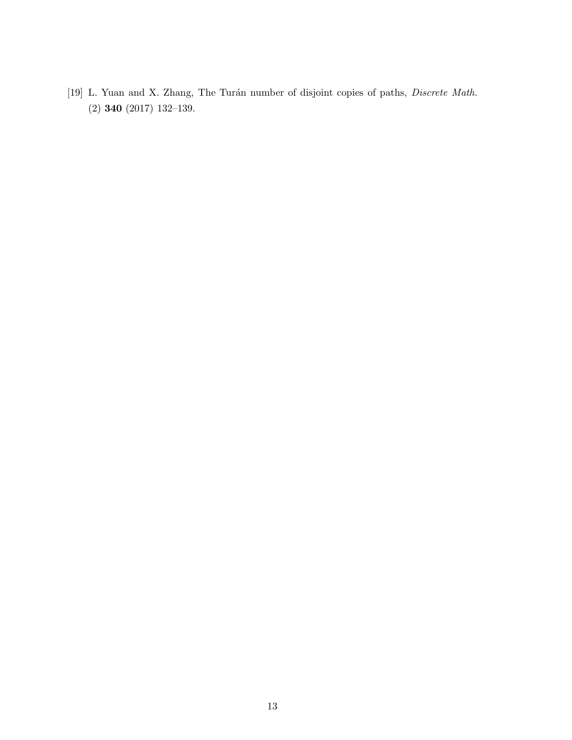[19] L. Yuan and X. Zhang, The Turán number of disjoint copies of paths, *Discrete Math.* (2) **340** (2017) 132–139.